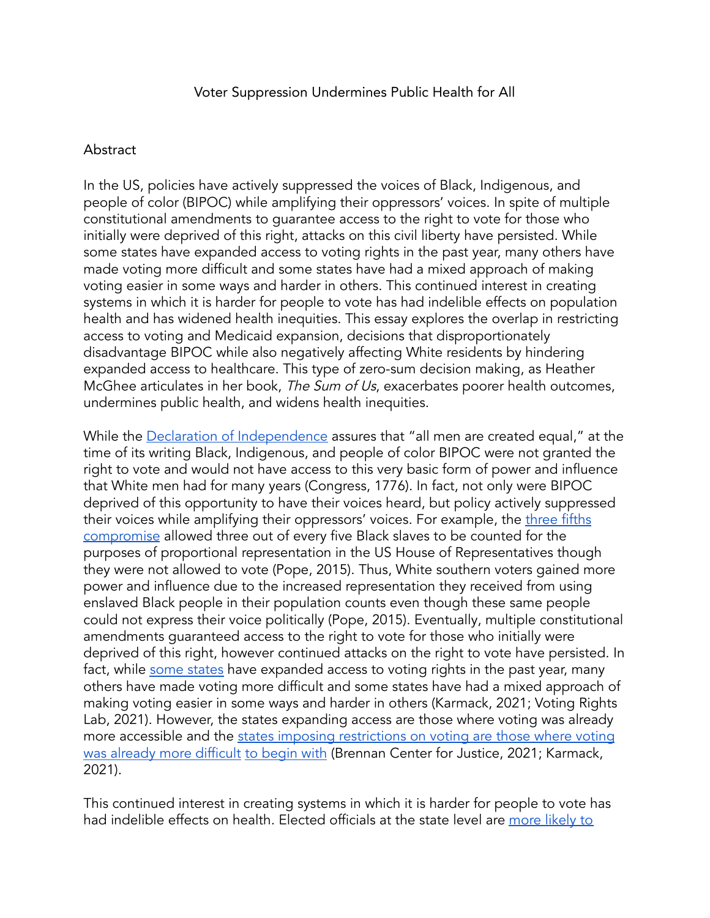# Voter Suppression Undermines Public Health for All

## Abstract

In the US, policies have actively suppressed the voices of Black, Indigenous, and people of color (BIPOC) while amplifying their oppressors' voices. In spite of multiple constitutional amendments to guarantee access to the right to vote for those who initially were deprived of this right, attacks on this civil liberty have persisted. While some states have expanded access to voting rights in the past year, many others have made voting more difficult and some states have had a mixed approach of making voting easier in some ways and harder in others. This continued interest in creating systems in which it is harder for people to vote has had indelible effects on population health and has widened health inequities. This essay explores the overlap in restricting access to voting and Medicaid expansion, decisions that disproportionately disadvantage BIPOC while also negatively affecting White residents by hindering expanded access to healthcare. This type of zero-sum decision making, as Heather McGhee articulates in her book, *The Sum of Us*, exacerbates poorer health outcomes, undermines public health, and widens health inequities.

While the Declaration of Independence assures that "all men are created equal," at the time of its writing Black, Indigenous, and people of color BIPOC were not granted the right to vote and would not have access to this very basic form of power and influence that White men had for many years (Congress, 1776). In fact, not only were BIPOC deprived of this opportunity to have their voices heard, but policy actively suppressed their voices while amplifying their oppressors' voices. For example, the three fifths compromise allowed three out of every five Black slaves to be counted for the purposes of proportional representation in the US House of Representatives though they were not allowed to vote (Pope, 2015). Thus, White southern voters gained more power and influence due to the increased representation they received from using enslaved Black people in their population counts even though these same people could not express their voice politically (Pope, 2015). Eventually, multiple constitutional amendments guaranteed access to the right to vote for those who initially were deprived of this right, however continued attacks on the right to vote have persisted. In fact, while some states have expanded access to voting rights in the past year, many others have made voting more difficult and some states have had a mixed approach of making voting easier in some ways and harder in others (Karmack, 2021; Voting Rights Lab, 2021). However, the states expanding access are those where voting was already more accessible and the states imposing restrictions on voting are those where voting was already more difficult to begin with (Brennan Center for Justice, 2021; Karmack, 2021).

This continued interest in creating systems in which it is harder for people to vote has had indelible effects on health. Elected officials at the state level are more likely to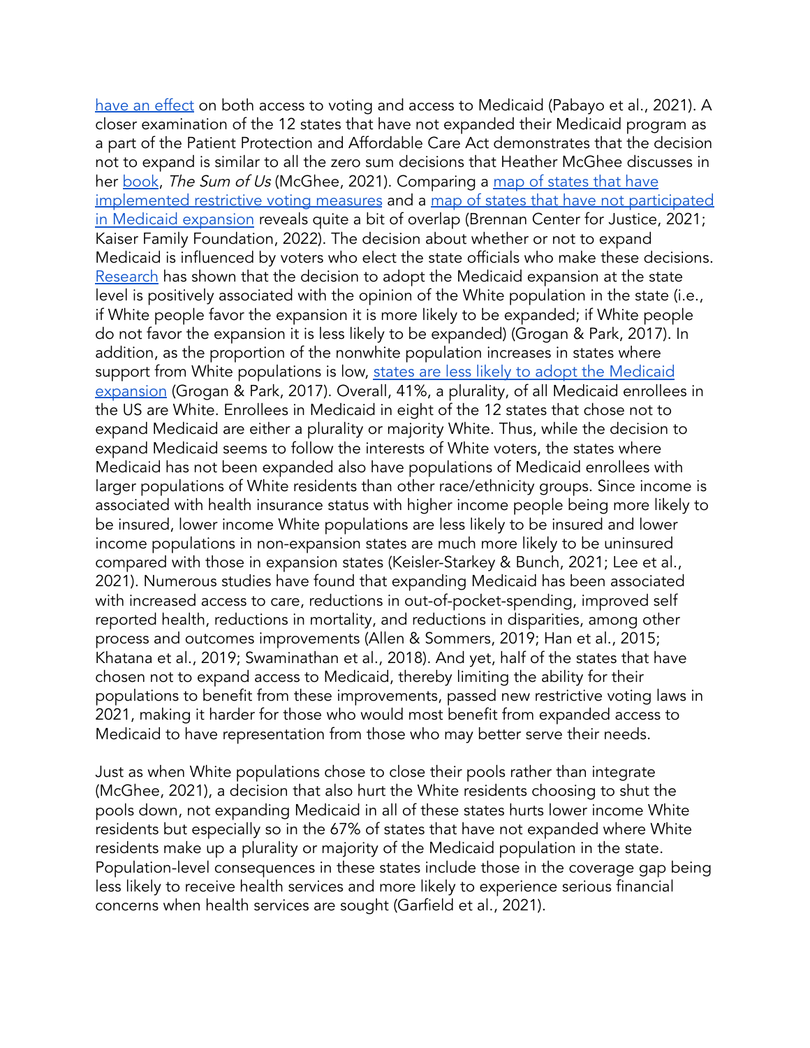have an effect on both access to voting and access to Medicaid (Pabayo et al., 2021). A closer examination of the 12 states that have not expanded their Medicaid program as a part of the Patient Protection and Affordable Care Act demonstrates that the decision not to expand is similar to all the zero sum decisions that Heather McGhee discusses in her book, *The Sum of Us* (McGhee, 2021). Comparing a map of states that have implemented restrictive voting measures and a map of states that have not participated in Medicaid expansion reveals quite a bit of overlap (Brennan Center for Justice, 2021; Kaiser Family Foundation, 2022). The decision about whether or not to expand Medicaid is influenced by voters who elect the state officials who make these decisions. Research has shown that the decision to adopt the Medicaid expansion at the state level is positively associated with the opinion of the White population in the state (i.e., if White people favor the expansion it is more likely to be expanded; if White people do not favor the expansion it is less likely to be expanded) (Grogan & Park, 2017). In addition, as the proportion of the nonwhite population increases in states where support from White populations is low, states are less likely to adopt the Medicaid expansion (Grogan & Park, 2017). Overall, 41%, a plurality, of all Medicaid enrollees in the US are White. Enrollees in Medicaid in eight of the 12 states that chose not to expand Medicaid are either a plurality or majority White. Thus, while the decision to expand Medicaid seems to follow the interests of White voters, the states where Medicaid has not been expanded also have populations of Medicaid enrollees with larger populations of White residents than other race/ethnicity groups. Since income is associated with health insurance status with higher income people being more likely to be insured, lower income White populations are less likely to be insured and lower income populations in non-expansion states are much more likely to be uninsured compared with those in expansion states (Keisler-Starkey & Bunch, 2021; Lee et al., 2021). Numerous studies have found that expanding Medicaid has been associated with increased access to care, reductions in out-of-pocket-spending, improved self reported health, reductions in mortality, and reductions in disparities, among other process and outcomes improvements (Allen & Sommers, 2019; Han et al., 2015; Khatana et al., 2019; Swaminathan et al., 2018). And yet, half of the states that have chosen not to expand access to Medicaid, thereby limiting the ability for their populations to benefit from these improvements, passed new restrictive voting laws in 2021, making it harder for those who would most benefit from expanded access to Medicaid to have representation from those who may better serve their needs.

Just as when White populations chose to close their pools rather than integrate (McGhee, 2021), a decision that also hurt the White residents choosing to shut the pools down, not expanding Medicaid in all of these states hurts lower income White residents but especially so in the 67% of states that have not expanded where White residents make up a plurality or majority of the Medicaid population in the state. Population-level consequences in these states include those in the coverage gap being less likely to receive health services and more likely to experience serious financial concerns when health services are sought (Garfield et al., 2021).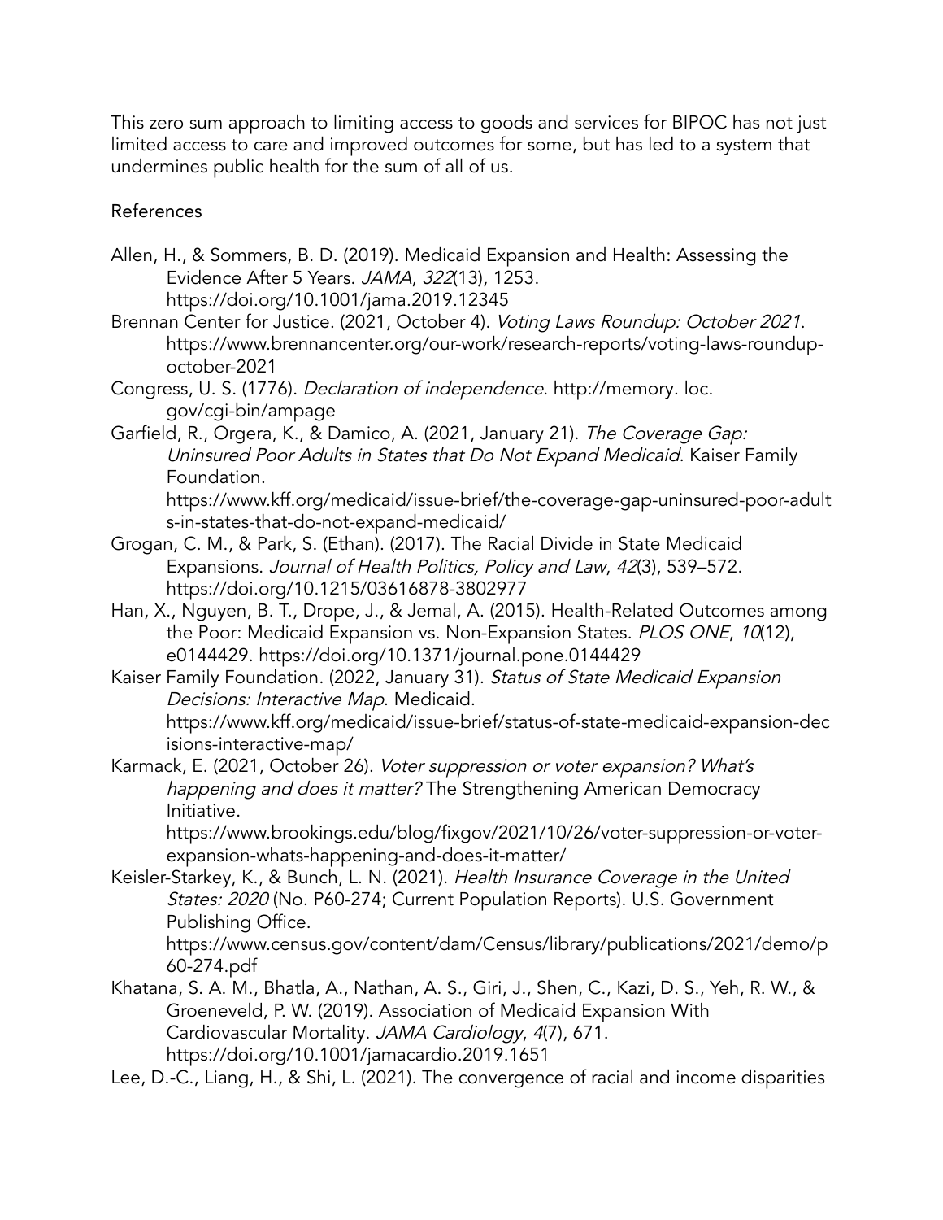This zero sum approach to limiting access to goods and services for BIPOC has not just limited access to care and improved outcomes for some, but has led to a system that undermines public health for the sum of all of us.

## References

Allen, H., & Sommers, B. D. (2019). Medicaid Expansion and Health: Assessing the Evidence After 5 Years. *JAMA*, *322*(13), 1253. https://doi.org/10.1001/jama.2019.12345

Brennan Center for Justice. (2021, October 4). *Voting Laws Roundup: October 2021*. https://www.brennancenter.org/our-work/research-reports/voting-laws-roundup-october-2021

Congress, U. S. (1776). *Declaration of independence*. http://memory. loc. gov/cgi-bin/ampage

Garfield, R., Orgera, K., & Damico, A. (2021, January 21). *The Coverage Gap: Uninsured Poor Adults in States that Do Not Expand Medicaid*. Kaiser Family Foundation. https://www.kff.org/medicaid/issue-brief/the-coverage-gap-uninsured-poor-adults-in-states-that-do-not-expand-medicaid/

Grogan, C. M., & Park, S. (Ethan). (2017). The Racial Divide in State Medicaid Expansions. *Journal of Health Politics, Policy and Law*, *42*(3), 539–572. https://doi.org/10.1215/03616878-3802977

Han, X., Nguyen, B. T., Drope, J., & Jemal, A. (2015). Health-Related Outcomes among the Poor: Medicaid Expansion vs. Non-Expansion States. *PLOS ONE*, *10*(12), e0144429. https://doi.org/10.1371/journal.pone.0144429

Kaiser Family Foundation. (2022, January 31). *Status of State Medicaid Expansion Decisions: Interactive Map*. Medicaid. https://www.kff.org/medicaid/issue-brief/status-of-state-medicaid-expansion-decisions-interactive-map/

Karmack, E. (2021, October 26). *Voter suppression or voter expansion? What's happening and does it matter?* The Strengthening American Democracy Initiative. https://www.brookings.edu/blog/fixgov/2021/10/26/voter-suppression-or-voter-expansion-whats-happening-and-does-it-matter/

Keisler-Starkey, K., & Bunch, L. N. (2021). *Health Insurance Coverage in the United States: 2020* (No. P60-274; Current Population Reports). U.S. Government Publishing Office. https://www.census.gov/content/dam/Census/library/publications/2021/demo/p60-274.pdf

Khatana, S. A. M., Bhatla, A., Nathan, A. S., Giri, J., Shen, C., Kazi, D. S., Yeh, R. W., & Groeneveld, P. W. (2019). Association of Medicaid Expansion With Cardiovascular Mortality. *JAMA Cardiology*, *4*(7), 671. https://doi.org/10.1001/jamacardio.2019.1651

Lee, D.-C., Liang, H., & Shi, L. (2021). The convergence of racial and income disparities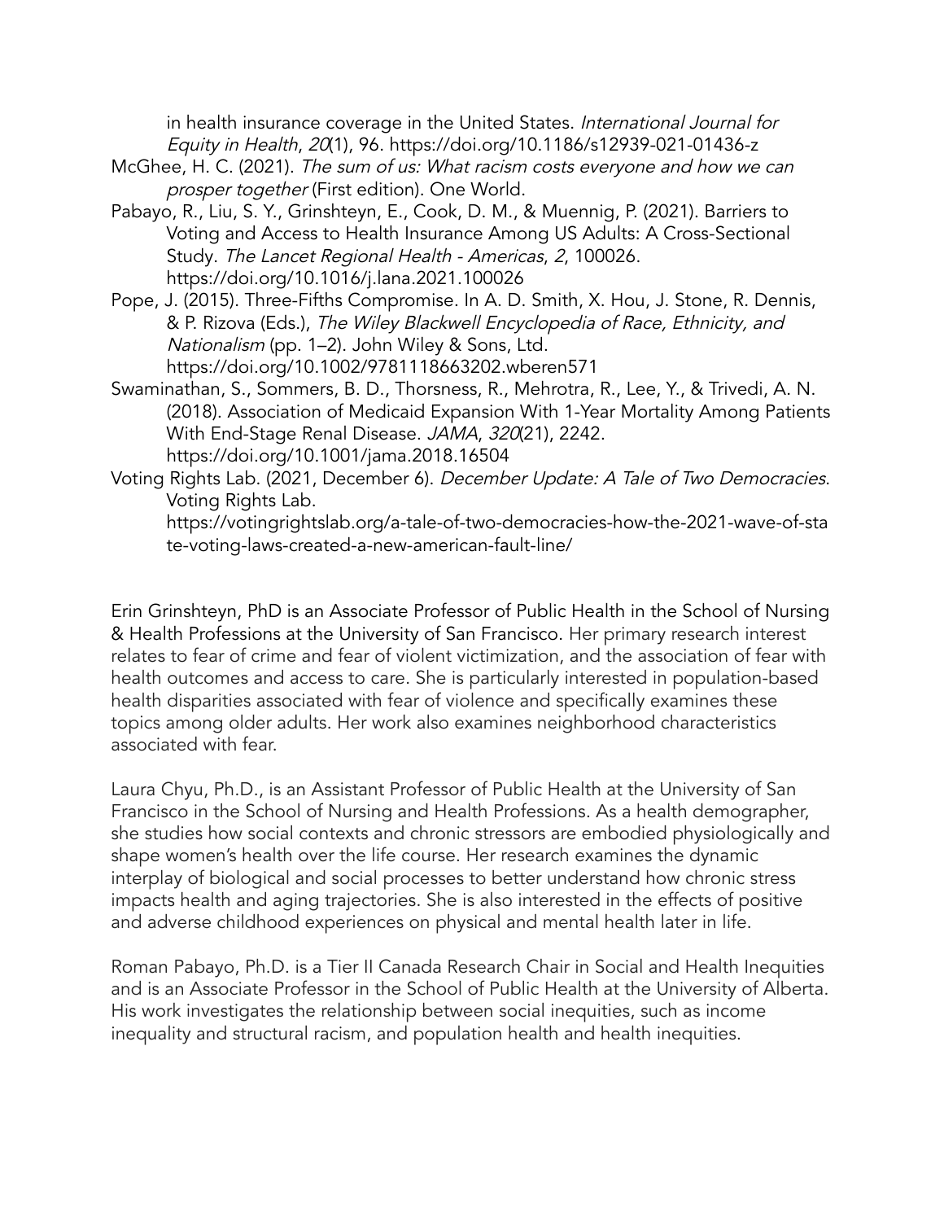in health insurance coverage in the United States. *International Journal for Equity in Health*, *20*(1), 96. https://doi.org/10.1186/s12939-021-01436-z

McGhee, H. C. (2021). *The sum of us: What racism costs everyone and how we can prosper together* (First edition). One World.

Pabayo, R., Liu, S. Y., Grinshteyn, E., Cook, D. M., & Muennig, P. (2021). Barriers to Voting and Access to Health Insurance Among US Adults: A Cross-Sectional Study. *The Lancet Regional Health - Americas*, *2*, 100026. https://doi.org/10.1016/j.lana.2021.100026

Pope, J. (2015). Three-Fifths Compromise. In A. D. Smith, X. Hou, J. Stone, R. Dennis, & P. Rizova (Eds.), *The Wiley Blackwell Encyclopedia of Race, Ethnicity, and Nationalism* (pp. 1–2). John Wiley & Sons, Ltd. https://doi.org/10.1002/9781118663202.wberen571

Swaminathan, S., Sommers, B. D., Thorsness, R., Mehrotra, R., Lee, Y., & Trivedi, A. N. (2018). Association of Medicaid Expansion With 1-Year Mortality Among Patients With End-Stage Renal Disease. *JAMA*, *320*(21), 2242. https://doi.org/10.1001/jama.2018.16504

Voting Rights Lab. (2021, December 6). *December Update: A Tale of Two Democracies*. Voting Rights Lab. https://votingrightslab.org/a-tale-of-two-democracies-how-the-2021-wave-of-state-voting-laws-created-a-new-american-fault-line/

Erin Grinshteyn, PhD is an Associate Professor of Public Health in the School of Nursing & Health Professions at the University of San Francisco. Her primary research interest relates to fear of crime and fear of violent victimization, and the association of fear with health outcomes and access to care. She is particularly interested in population-based health disparities associated with fear of violence and specifically examines these topics among older adults. Her work also examines neighborhood characteristics associated with fear.

Laura Chyu, Ph.D., is an Assistant Professor of Public Health at the University of San Francisco in the School of Nursing and Health Professions. As a health demographer, she studies how social contexts and chronic stressors are embodied physiologically and shape women's health over the life course. Her research examines the dynamic interplay of biological and social processes to better understand how chronic stress impacts health and aging trajectories. She is also interested in the effects of positive and adverse childhood experiences on physical and mental health later in life.

Roman Pabayo, Ph.D. is a Tier II Canada Research Chair in Social and Health Inequities and is an Associate Professor in the School of Public Health at the University of Alberta. His work investigates the relationship between social inequities, such as income inequality and structural racism, and population health and health inequities.